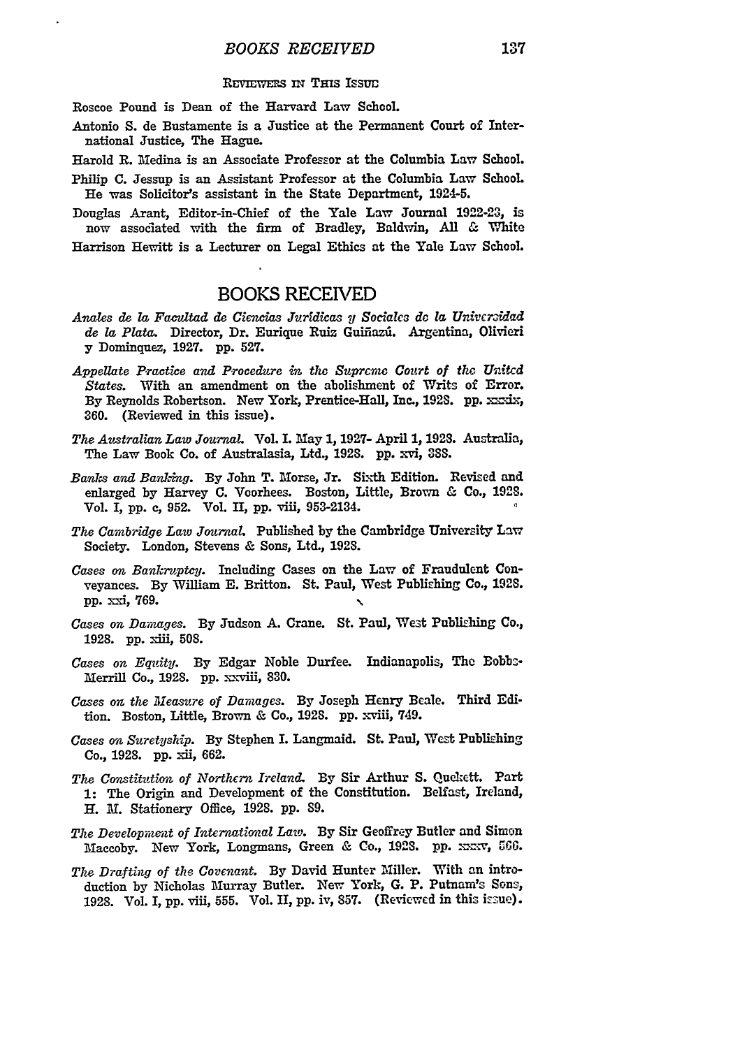REVIEWERS IN THIS ISSUE

Roscoe Pound is Dean of the Harvard Law School.

Antonio S. de Bustamente is a Justice at the Permanent Court of International Justice, The Hague.

Harold R. Medina is an Associate Professor at the Columbia Law School.

Philip C. Jessup is an Assistant Professor at the Columbia Law School. He was Solicitor's assistant in the State Department, 1924-5.

Douglas Arant, Editor-in-Chief of the Yale Law Journal 1922-23, is now associated with the firm of Bradley, Baldwin, All & White

Harrison Hewitt is a Lecturer on Legal Ethics at the Yale Law School.

## BOOKS RECEIVED

*Anales de la Facultad de Ciencias Jurídicas y Sociales de la Universidad de la Plata.* Director, Dr. Eurique Ruiz Guiñazú. Argentina, Olivieri y Dominquez, 1927. pp. 527.

*Appellate Practice and Procedure in the Supreme Court of the United States.* With an amendment on the abolishment of Writs of Error. By Reynolds Robertson. New York, Prentice-Hall, Inc., 1928. pp. xxxix, 360. (Reviewed in this issue).

*The Australian Law Journal.* Vol. I. May 1, 1927- April 1, 1928. Australia, The Law Book Co. of Australasia, Ltd., 1928. pp. xvi, 388.

*Banks and Banking.* By John T. Morse, Jr. Sixth Edition. Revised and enlarged by Harvey C. Voorhees. Boston, Little, Brown & Co., 1928. Vol. I, pp. c, 952. Vol. II, pp. viii, 953-2134.

*The Cambridge Law Journal.* Published by the Cambridge University Law Society. London, Stevens & Sons, Ltd., 1928.

*Cases on Bankruptcy.* Including Cases on the Law of Fraudulent Conveyances. By William E. Britton. St. Paul, West Publishing Co., 1928. pp. xxi, 769.

*Cases on Damages.* By Judson A. Crane. St. Paul, West Publishing Co., 1928. pp. xiii, 508.

*Cases on Equity.* By Edgar Noble Durfee. Indianapolis, The Bobbs-Merrill Co., 1928. pp. xxviii, 830.

*Cases on the Measure of Damages.* By Joseph Henry Beale. Third Edition. Boston, Little, Brown & Co., 1928. pp. xviii, 749.

*Cases on Suretyship.* By Stephen I. Langmaid. St. Paul, West Publishing Co., 1928. pp. xii, 662.

*The Constitution of Northern Ireland.* By Sir Arthur S. Quekett. Part 1: The Origin and Development of the Constitution. Belfast, Ireland, H. M. Stationery Office, 1928. pp. 89.

*The Development of International Law.* By Sir Geoffrey Butler and Simon Maccoby. New York, Longmans, Green & Co., 1928. pp. xxxv, 566.

*The Drafting of the Covenant.* By David Hunter Miller. With an introduction by Nicholas Murray Butler. New York, G. P. Putnam's Sons, 1928. Vol. I, pp. viii, 555. Vol. II, pp. iv, 857. (Reviewed in this issue).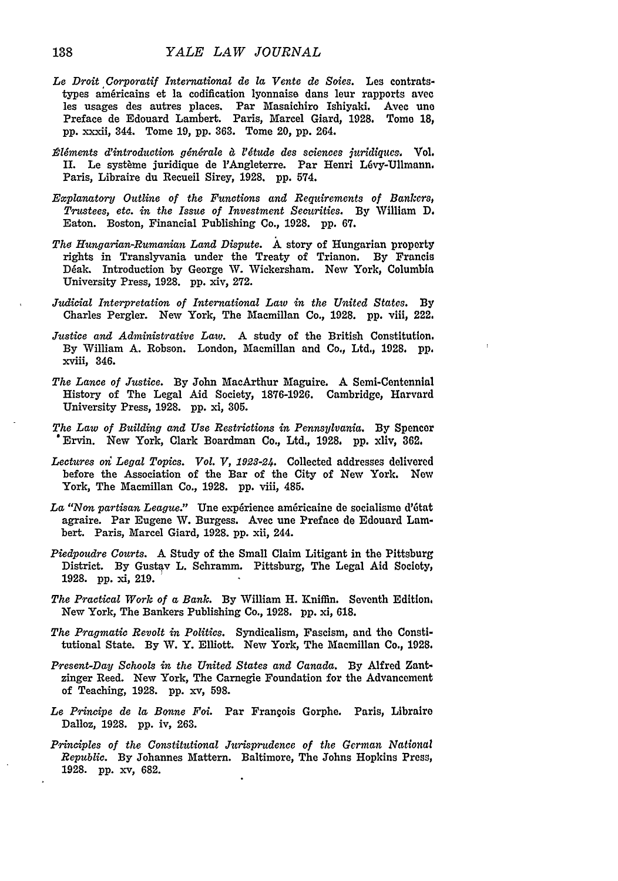*Le Droit Corporatif International de la Vente de Soies.* Les contrats-types américains et la codification lyonnaise dans leur rapports avec les usages des autres places. Par Masaichiro Ishiyaki. Avec une Preface de Edouard Lambert. Paris, Marcel Giard, 1928. Tome 18, pp. xxxii, 344. Tome 19, pp. 363. Tome 20, pp. 264.

*Éléments d'introduction générale à l'étude des sciences juridiques.* Vol. II. Le système juridique de l'Angleterre. Par Henri Lévy-Ullmann. Paris, Libraire du Recueil Sirey, 1928. pp. 574.

*Explanatory Outline of the Functions and Requirements of Bankers, Trustees, etc. in the Issue of Investment Securities.* By William D. Eaton. Boston, Financial Publishing Co., 1928. pp. 67.

*The Hungarian-Rumanian Land Dispute.* A story of Hungarian property rights in Translyvania under the Treaty of Trianon. By Francis Déak. Introduction by George W. Wickersham. New York, Columbia University Press, 1928. pp. xiv, 272.

*Judicial Interpretation of International Law in the United States.* By Charles Pergler. New York, The Macmillan Co., 1928. pp. viii, 222.

*Justice and Administrative Law.* A study of the British Constitution. By William A. Robson. London, Macmillan and Co., Ltd., 1928. pp. xviii, 346.

*The Lance of Justice.* By John MacArthur Maguire. A Semi-Centennial History of The Legal Aid Society, 1876-1926. Cambridge, Harvard University Press, 1928. pp. xi, 305.

*The Law of Building and Use Restrictions in Pennsylvania.* By Spencer Ervin. New York, Clark Boardman Co., Ltd., 1928. pp. xliv, 362.

*Lectures on Legal Topics. Vol. V, 1923-24.* Collected addresses delivered before the Association of the Bar of the City of New York. New York, The Macmillan Co., 1928. pp. viii, 485.

*La "Non partisan League."* Une expérience américaine de socialisme d'état agraire. Par Eugene W. Burgess. Avec une Preface de Edouard Lambert. Paris, Marcel Giard, 1928. pp. xii, 244.

*Piedpoudre Courts.* A Study of the Small Claim Litigant in the Pittsburg District. By Gustav L. Schramm. Pittsburg, The Legal Aid Society, 1928. pp. xi, 219.

*The Practical Work of a Bank.* By William H. Kniffin. Seventh Edition. New York, The Bankers Publishing Co., 1928. pp. xi, 618.

*The Pragmatic Revolt in Politics.* Syndicalism, Fascism, and the Constitutional State. By W. Y. Elliott. New York, The Macmillan Co., 1928.

*Present-Day Schools in the United States and Canada.* By Alfred Zantzinger Reed. New York, The Carnegie Foundation for the Advancement of Teaching, 1928. pp. xv, 598.

*Le Principe de la Bonne Foi.* Par François Gorphe. Paris, Libraire Dalloz, 1928. pp. iv, 263.

*Principles of the Constitutional Jurisprudence of the German National Republic.* By Johannes Mattern. Baltimore, The Johns Hopkins Press, 1928. pp. xv, 682.